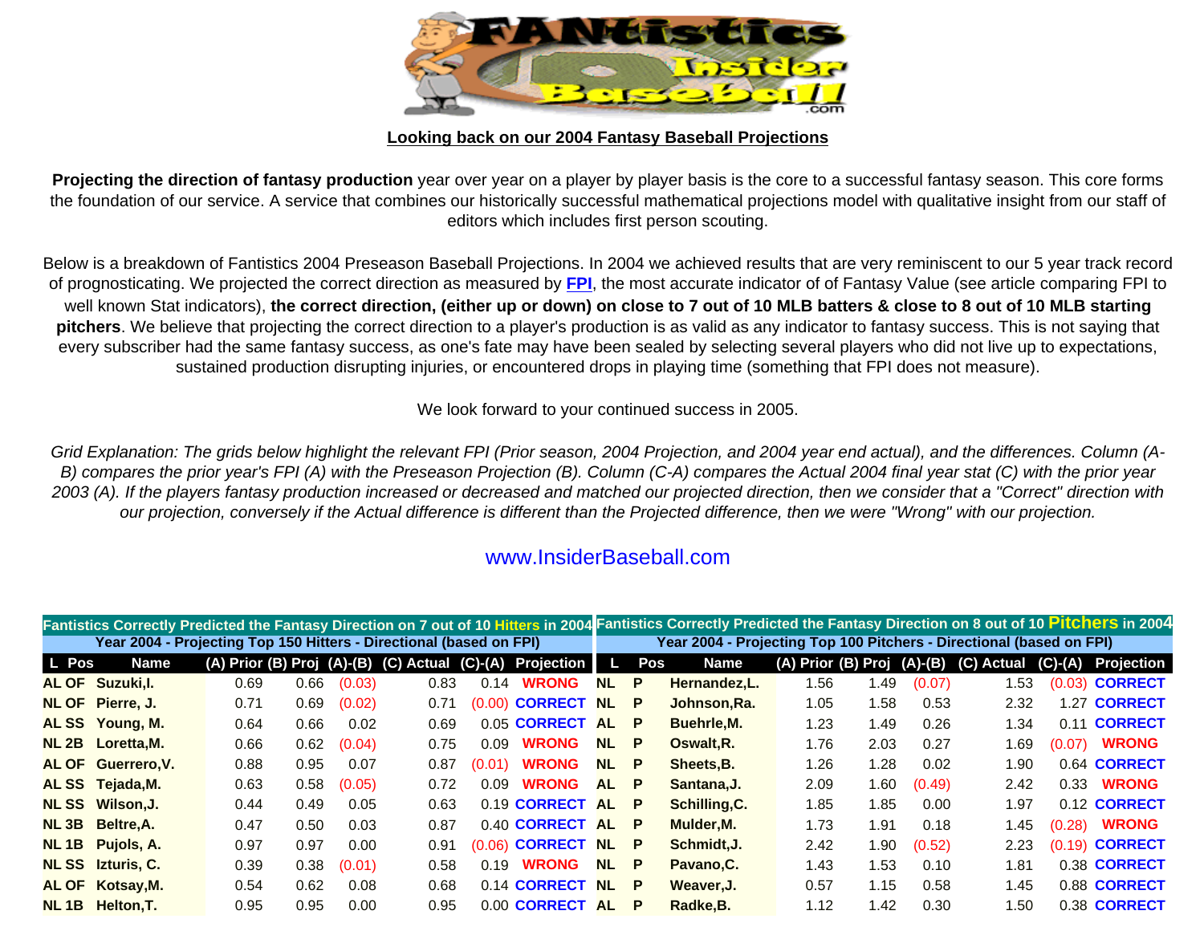## Looking back on our 2004 Fantasy Baseball Projections

**Projecting the direction of fantasy production** year over year on a player by player basis is the core to a successful fantasy season. This core forms the foundation of our service. A service that combines our historically successful mathematical projections model with qualitative insight from our staff of editors which includes first person scouting.

Below is a breakdown of Fantistics 2004 Preseason Baseball Projections. In 2004 we achieved results that are very reminiscent to our 5 year track record of prognosticating. We projected the correct direction as measured by **FPI**, the most accurate indicator of of Fantasy Value (see article comparing FPI to well known Stat indicators), **the correct direction, (either up or down) on close to 7 out of 10 MLB batters & close to 8 out of 10 MLB starting pitchers**. We believe that projecting the correct direction to a player's production is as valid as any indicator to fantasy success. This is not saying that every subscriber had the same fantasy success, as one's fate may have been sealed by selecting several players who did not live up to expectations, sustained production disrupting injuries, or encountered drops in playing time (something that FPI does not measure).

We look forward to your continued success in 2005.

*Grid Explanation: The grids below highlight the relevant FPI (Prior season, 2004 Projection, and 2004 year end actual), and the differences. Column (A-B) compares the prior year's FPI (A) with the Preseason Projection (B). Column (C-A) compares the Actual 2004 final year stat (C) with the prior year 2003 (A). If the players fantasy production increased or decreased and matched our projected direction, then we consider that a "Correct" direction with our projection, conversely if the Actual difference is different than the Projected difference, then we were "Wrong" with our projection.*

www.InsiderBaseball.com

**Fantistics Correctly Predicted the Fantasy Direction on 7 out of 10 Hitters in 2004**

Year 2004 - Projecting Top 150 Hitters - Directional (based on FPI)

| L | Pos | Name | (A) Prior | (B) Proj | (A)-(B) | (C) Actual | (C)-(A) | Projection |
|---|---|---|---|---|---|---|---|---|
| AL | OF | Suzuki,I. | 0.69 | 0.66 | (0.03) | 0.83 | 0.14 | WRONG |
| NL | OF | Pierre, J. | 0.71 | 0.69 | (0.02) | 0.71 | (0.00) | CORRECT |
| AL | SS | Young, M. | 0.64 | 0.66 | 0.02 | 0.69 | 0.05 | CORRECT |
| NL | 2B | Loretta,M. | 0.66 | 0.62 | (0.04) | 0.75 | 0.09 | WRONG |
| AL | OF | Guerrero,V. | 0.88 | 0.95 | 0.07 | 0.87 | (0.01) | WRONG |
| AL | SS | Tejada,M. | 0.63 | 0.58 | (0.05) | 0.72 | 0.09 | WRONG |
| NL | SS | Wilson,J. | 0.44 | 0.49 | 0.05 | 0.63 | 0.19 | CORRECT |
| NL | 3B | Beltre,A. | 0.47 | 0.50 | 0.03 | 0.87 | 0.40 | CORRECT |
| NL | 1B | Pujols, A. | 0.97 | 0.97 | 0.00 | 0.91 | (0.06) | CORRECT |
| NL | SS | Izturis, C. | 0.39 | 0.38 | (0.01) | 0.58 | 0.19 | WRONG |
| AL | OF | Kotsay,M. | 0.54 | 0.62 | 0.08 | 0.68 | 0.14 | CORRECT |
| NL | 1B | Helton,T. | 0.95 | 0.95 | 0.00 | 0.95 | 0.00 | CORRECT |

**Fantistics Correctly Predicted the Fantasy Direction on 8 out of 10 Pitchers in 2004**

Year 2004 - Projecting Top 100 Pitchers - Directional (based on FPI)

| L | Pos | Name | (A) Prior | (B) Proj | (A)-(B) | (C) Actual | (C)-(A) | Projection |
|---|---|---|---|---|---|---|---|---|
| NL | P | Hernandez,L. | 1.56 | 1.49 | (0.07) | 1.53 | (0.03) | CORRECT |
| NL | P | Johnson,Ra. | 1.05 | 1.58 | 0.53 | 2.32 | 1.27 | CORRECT |
| AL | P | Buehrle,M. | 1.23 | 1.49 | 0.26 | 1.34 | 0.11 | CORRECT |
| NL | P | Oswalt,R. | 1.76 | 2.03 | 0.27 | 1.69 | (0.07) | WRONG |
| NL | P | Sheets,B. | 1.26 | 1.28 | 0.02 | 1.90 | 0.64 | CORRECT |
| AL | P | Santana,J. | 2.09 | 1.60 | (0.49) | 2.42 | 0.33 | WRONG |
| AL | P | Schilling,C. | 1.85 | 1.85 | 0.00 | 1.97 | 0.12 | CORRECT |
| AL | P | Mulder,M. | 1.73 | 1.91 | 0.18 | 1.45 | (0.28) | WRONG |
| NL | P | Schmidt,J. | 2.42 | 1.90 | (0.52) | 2.23 | (0.19) | CORRECT |
| NL | P | Pavano,C. | 1.43 | 1.53 | 0.10 | 1.81 | 0.38 | CORRECT |
| NL | P | Weaver,J. | 0.57 | 1.15 | 0.58 | 1.45 | 0.88 | CORRECT |
| AL | P | Radke,B. | 1.12 | 1.42 | 0.30 | 1.50 | 0.38 | CORRECT |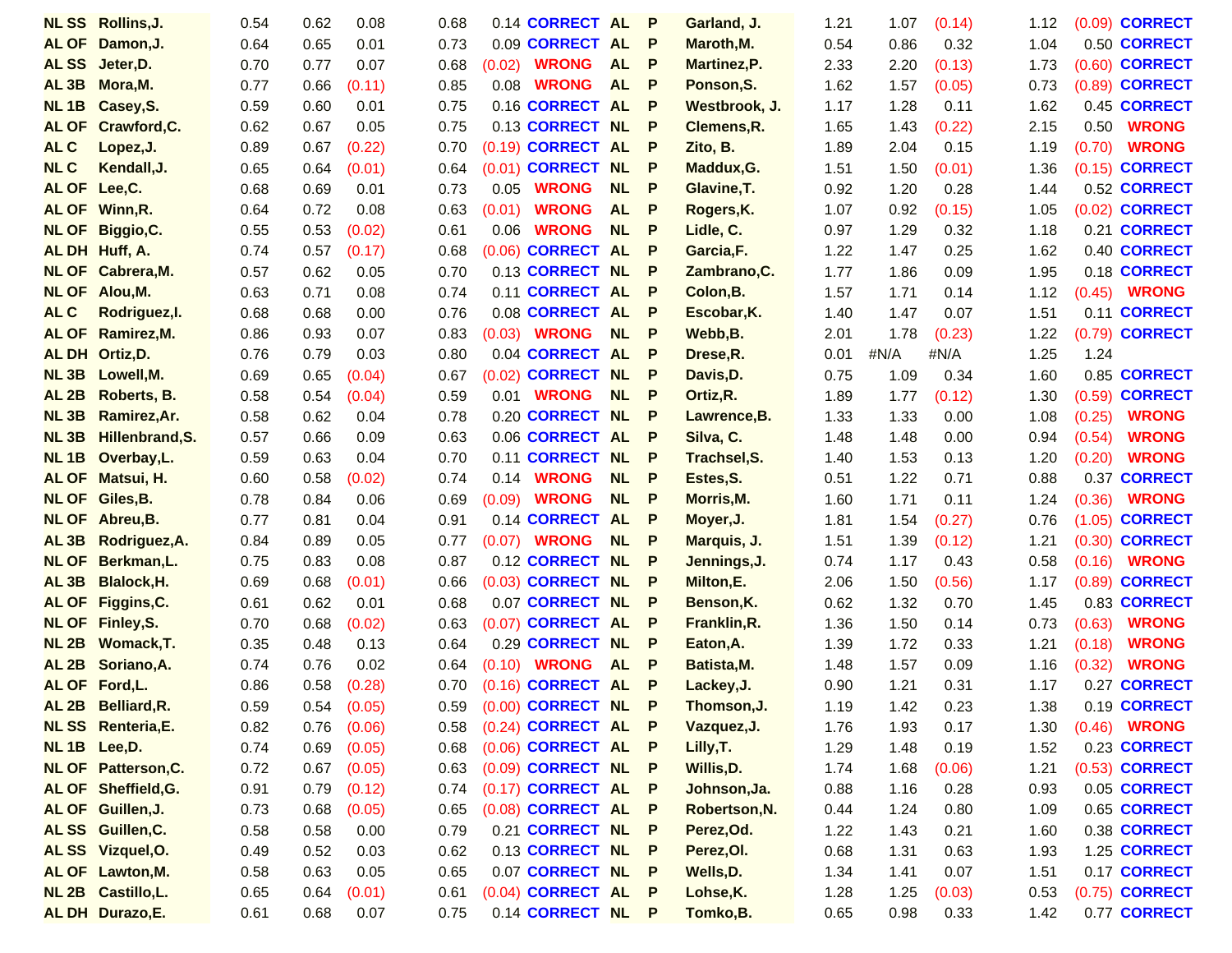| | | | | | | | | | | | | | | | | |
|---|---|---|---|---|---|---|---|---|---|---|---|---|---|---|---|---|
| NL SS | Rollins,J. | 0.54 | 0.62 | 0.08 | 0.68 | 0.14 | CORRECT | AL | P | Garland, J. | 1.21 | 1.07 | (0.14) | 1.12 | (0.09) | CORRECT |
| AL OF | Damon,J. | 0.64 | 0.65 | 0.01 | 0.73 | 0.09 | CORRECT | AL | P | Maroth,M. | 0.54 | 0.86 | 0.32 | 1.04 | 0.50 | CORRECT |
| AL SS | Jeter,D. | 0.70 | 0.77 | 0.07 | 0.68 | (0.02) | WRONG | AL | P | Martinez,P. | 2.33 | 2.20 | (0.13) | 1.73 | (0.60) | CORRECT |
| AL 3B | Mora,M. | 0.77 | 0.66 | (0.11) | 0.85 | 0.08 | WRONG | AL | P | Ponson,S. | 1.62 | 1.57 | (0.05) | 0.73 | (0.89) | CORRECT |
| NL 1B | Casey,S. | 0.59 | 0.60 | 0.01 | 0.75 | 0.16 | CORRECT | AL | P | Westbrook, J. | 1.17 | 1.28 | 0.11 | 1.62 | 0.45 | CORRECT |
| AL OF | Crawford,C. | 0.62 | 0.67 | 0.05 | 0.75 | 0.13 | CORRECT | NL | P | Clemens,R. | 1.65 | 1.43 | (0.22) | 2.15 | 0.50 | WRONG |
| AL C | Lopez,J. | 0.89 | 0.67 | (0.22) | 0.70 | (0.19) | CORRECT | AL | P | Zito, B. | 1.89 | 2.04 | 0.15 | 1.19 | (0.70) | WRONG |
| NL C | Kendall,J. | 0.65 | 0.64 | (0.01) | 0.64 | (0.01) | CORRECT | NL | P | Maddux,G. | 1.51 | 1.50 | (0.01) | 1.36 | (0.15) | CORRECT |
| AL OF | Lee,C. | 0.68 | 0.69 | 0.01 | 0.73 | 0.05 | WRONG | NL | P | Glavine,T. | 0.92 | 1.20 | 0.28 | 1.44 | 0.52 | CORRECT |
| AL OF | Winn,R. | 0.64 | 0.72 | 0.08 | 0.63 | (0.01) | WRONG | AL | P | Rogers,K. | 1.07 | 0.92 | (0.15) | 1.05 | (0.02) | CORRECT |
| NL OF | Biggio,C. | 0.55 | 0.53 | (0.02) | 0.61 | 0.06 | WRONG | NL | P | Lidle, C. | 0.97 | 1.29 | 0.32 | 1.18 | 0.21 | CORRECT |
| AL DH | Huff, A. | 0.74 | 0.57 | (0.17) | 0.68 | (0.06) | CORRECT | AL | P | Garcia,F. | 1.22 | 1.47 | 0.25 | 1.62 | 0.40 | CORRECT |
| NL OF | Cabrera,M. | 0.57 | 0.62 | 0.05 | 0.70 | 0.13 | CORRECT | NL | P | Zambrano,C. | 1.77 | 1.86 | 0.09 | 1.95 | 0.18 | CORRECT |
| NL OF | Alou,M. | 0.63 | 0.71 | 0.08 | 0.74 | 0.11 | CORRECT | AL | P | Colon,B. | 1.57 | 1.71 | 0.14 | 1.12 | (0.45) | WRONG |
| AL C | Rodriguez,I. | 0.68 | 0.68 | 0.00 | 0.76 | 0.08 | CORRECT | AL | P | Escobar,K. | 1.40 | 1.47 | 0.07 | 1.51 | 0.11 | CORRECT |
| AL OF | Ramirez,M. | 0.86 | 0.93 | 0.07 | 0.83 | (0.03) | WRONG | NL | P | Webb,B. | 2.01 | 1.78 | (0.23) | 1.22 | (0.79) | CORRECT |
| AL DH | Ortiz,D. | 0.76 | 0.79 | 0.03 | 0.80 | 0.04 | CORRECT | AL | P | Drese,R. | 0.01 | #N/A | #N/A | 1.25 | 1.24 | |
| NL 3B | Lowell,M. | 0.69 | 0.65 | (0.04) | 0.67 | (0.02) | CORRECT | NL | P | Davis,D. | 0.75 | 1.09 | 0.34 | 1.60 | 0.85 | CORRECT |
| AL 2B | Roberts, B. | 0.58 | 0.54 | (0.04) | 0.59 | 0.01 | WRONG | NL | P | Ortiz,R. | 1.89 | 1.77 | (0.12) | 1.30 | (0.59) | CORRECT |
| NL 3B | Ramirez,Ar. | 0.58 | 0.62 | 0.04 | 0.78 | 0.20 | CORRECT | NL | P | Lawrence,B. | 1.33 | 1.33 | 0.00 | 1.08 | (0.25) | WRONG |
| NL 3B | Hillenbrand,S. | 0.57 | 0.66 | 0.09 | 0.63 | 0.06 | CORRECT | AL | P | Silva, C. | 1.48 | 1.48 | 0.00 | 0.94 | (0.54) | WRONG |
| NL 1B | Overbay,L. | 0.59 | 0.63 | 0.04 | 0.70 | 0.11 | CORRECT | NL | P | Trachsel,S. | 1.40 | 1.53 | 0.13 | 1.20 | (0.20) | WRONG |
| AL OF | Matsui, H. | 0.60 | 0.58 | (0.02) | 0.74 | 0.14 | WRONG | NL | P | Estes,S. | 0.51 | 1.22 | 0.71 | 0.88 | 0.37 | CORRECT |
| NL OF | Giles,B. | 0.78 | 0.84 | 0.06 | 0.69 | (0.09) | WRONG | NL | P | Morris,M. | 1.60 | 1.71 | 0.11 | 1.24 | (0.36) | WRONG |
| NL OF | Abreu,B. | 0.77 | 0.81 | 0.04 | 0.91 | 0.14 | CORRECT | AL | P | Moyer,J. | 1.81 | 1.54 | (0.27) | 0.76 | (1.05) | CORRECT |
| AL 3B | Rodriguez,A. | 0.84 | 0.89 | 0.05 | 0.77 | (0.07) | WRONG | NL | P | Marquis, J. | 1.51 | 1.39 | (0.12) | 1.21 | (0.30) | CORRECT |
| NL OF | Berkman,L. | 0.75 | 0.83 | 0.08 | 0.87 | 0.12 | CORRECT | NL | P | Jennings,J. | 0.74 | 1.17 | 0.43 | 0.58 | (0.16) | WRONG |
| AL 3B | Blalock,H. | 0.69 | 0.68 | (0.01) | 0.66 | (0.03) | CORRECT | NL | P | Milton,E. | 2.06 | 1.50 | (0.56) | 1.17 | (0.89) | CORRECT |
| AL OF | Figgins,C. | 0.61 | 0.62 | 0.01 | 0.68 | 0.07 | CORRECT | NL | P | Benson,K. | 0.62 | 1.32 | 0.70 | 1.45 | 0.83 | CORRECT |
| NL OF | Finley,S. | 0.70 | 0.68 | (0.02) | 0.63 | (0.07) | CORRECT | AL | P | Franklin,R. | 1.36 | 1.50 | 0.14 | 0.73 | (0.63) | WRONG |
| NL 2B | Womack,T. | 0.35 | 0.48 | 0.13 | 0.64 | 0.29 | CORRECT | NL | P | Eaton,A. | 1.39 | 1.72 | 0.33 | 1.21 | (0.18) | WRONG |
| AL 2B | Soriano,A. | 0.74 | 0.76 | 0.02 | 0.64 | (0.10) | WRONG | AL | P | Batista,M. | 1.48 | 1.57 | 0.09 | 1.16 | (0.32) | WRONG |
| AL OF | Ford,L. | 0.86 | 0.58 | (0.28) | 0.70 | (0.16) | CORRECT | AL | P | Lackey,J. | 0.90 | 1.21 | 0.31 | 1.17 | 0.27 | CORRECT |
| AL 2B | Belliard,R. | 0.59 | 0.54 | (0.05) | 0.59 | (0.00) | CORRECT | NL | P | Thomson,J. | 1.19 | 1.42 | 0.23 | 1.38 | 0.19 | CORRECT |
| NL SS | Renteria,E. | 0.82 | 0.76 | (0.06) | 0.58 | (0.24) | CORRECT | AL | P | Vazquez,J. | 1.76 | 1.93 | 0.17 | 1.30 | (0.46) | WRONG |
| NL 1B | Lee,D. | 0.74 | 0.69 | (0.05) | 0.68 | (0.06) | CORRECT | AL | P | Lilly,T. | 1.29 | 1.48 | 0.19 | 1.52 | 0.23 | CORRECT |
| NL OF | Patterson,C. | 0.72 | 0.67 | (0.05) | 0.63 | (0.09) | CORRECT | NL | P | Willis,D. | 1.74 | 1.68 | (0.06) | 1.21 | (0.53) | CORRECT |
| AL OF | Sheffield,G. | 0.91 | 0.79 | (0.12) | 0.74 | (0.17) | CORRECT | AL | P | Johnson,Ja. | 0.88 | 1.16 | 0.28 | 0.93 | 0.05 | CORRECT |
| AL OF | Guillen,J. | 0.73 | 0.68 | (0.05) | 0.65 | (0.08) | CORRECT | AL | P | Robertson,N. | 0.44 | 1.24 | 0.80 | 1.09 | 0.65 | CORRECT |
| AL SS | Guillen,C. | 0.58 | 0.58 | 0.00 | 0.79 | 0.21 | CORRECT | NL | P | Perez,Od. | 1.22 | 1.43 | 0.21 | 1.60 | 0.38 | CORRECT |
| AL SS | Vizquel,O. | 0.49 | 0.52 | 0.03 | 0.62 | 0.13 | CORRECT | NL | P | Perez,Ol. | 0.68 | 1.31 | 0.63 | 1.93 | 1.25 | CORRECT |
| AL OF | Lawton,M. | 0.58 | 0.63 | 0.05 | 0.65 | 0.07 | CORRECT | NL | P | Wells,D. | 1.34 | 1.41 | 0.07 | 1.51 | 0.17 | CORRECT |
| NL 2B | Castillo,L. | 0.65 | 0.64 | (0.01) | 0.61 | (0.04) | CORRECT | AL | P | Lohse,K. | 1.28 | 1.25 | (0.03) | 0.53 | (0.75) | CORRECT |
| AL DH | Durazo,E. | 0.61 | 0.68 | 0.07 | 0.75 | 0.14 | CORRECT | NL | P | Tomko,B. | 0.65 | 0.98 | 0.33 | 1.42 | 0.77 | CORRECT |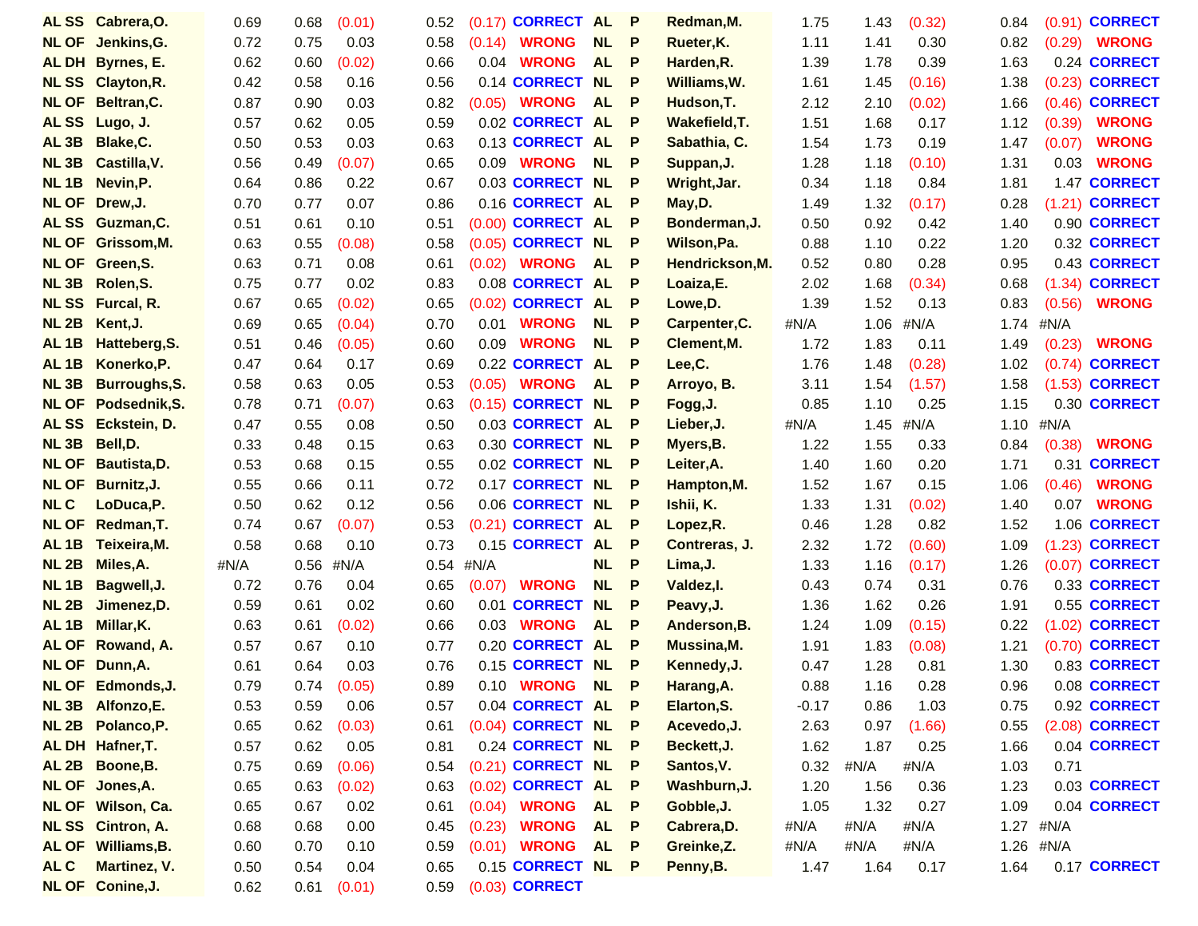| | | | | | | | | | | | | | | | | |
|---|---|---|---|---|---|---|---|---|---|---|---|---|---|---|---|---|
| AL SS | Cabrera,O. | 0.69 | 0.68 | (0.01) | 0.52 | (0.17) | CORRECT | AL | P | Redman,M. | 1.75 | 1.43 | (0.32) | 0.84 | (0.91) | CORRECT |
| NL OF | Jenkins,G. | 0.72 | 0.75 | 0.03 | 0.58 | (0.14) | WRONG | NL | P | Rueter,K. | 1.11 | 1.41 | 0.30 | 0.82 | (0.29) | WRONG |
| AL DH | Byrnes, E. | 0.62 | 0.60 | (0.02) | 0.66 | 0.04 | WRONG | AL | P | Harden,R. | 1.39 | 1.78 | 0.39 | 1.63 | 0.24 | CORRECT |
| NL SS | Clayton,R. | 0.42 | 0.58 | 0.16 | 0.56 | 0.14 | CORRECT | NL | P | Williams,W. | 1.61 | 1.45 | (0.16) | 1.38 | (0.23) | CORRECT |
| NL OF | Beltran,C. | 0.87 | 0.90 | 0.03 | 0.82 | (0.05) | WRONG | AL | P | Hudson,T. | 2.12 | 2.10 | (0.02) | 1.66 | (0.46) | CORRECT |
| AL SS | Lugo, J. | 0.57 | 0.62 | 0.05 | 0.59 | 0.02 | CORRECT | AL | P | Wakefield,T. | 1.51 | 1.68 | 0.17 | 1.12 | (0.39) | WRONG |
| AL 3B | Blake,C. | 0.50 | 0.53 | 0.03 | 0.63 | 0.13 | CORRECT | AL | P | Sabathia, C. | 1.54 | 1.73 | 0.19 | 1.47 | (0.07) | WRONG |
| NL 3B | Castilla,V. | 0.56 | 0.49 | (0.07) | 0.65 | 0.09 | WRONG | NL | P | Suppan,J. | 1.28 | 1.18 | (0.10) | 1.31 | 0.03 | WRONG |
| NL 1B | Nevin,P. | 0.64 | 0.86 | 0.22 | 0.67 | 0.03 | CORRECT | NL | P | Wright,Jar. | 0.34 | 1.18 | 0.84 | 1.81 | 1.47 | CORRECT |
| NL OF | Drew,J. | 0.70 | 0.77 | 0.07 | 0.86 | 0.16 | CORRECT | AL | P | May,D. | 1.49 | 1.32 | (0.17) | 0.28 | (1.21) | CORRECT |
| AL SS | Guzman,C. | 0.51 | 0.61 | 0.10 | 0.51 | (0.00) | CORRECT | AL | P | Bonderman,J. | 0.50 | 0.92 | 0.42 | 1.40 | 0.90 | CORRECT |
| NL OF | Grissom,M. | 0.63 | 0.55 | (0.08) | 0.58 | (0.05) | CORRECT | NL | P | Wilson,Pa. | 0.88 | 1.10 | 0.22 | 1.20 | 0.32 | CORRECT |
| NL OF | Green,S. | 0.63 | 0.71 | 0.08 | 0.61 | (0.02) | WRONG | AL | P | Hendrickson,M. | 0.52 | 0.80 | 0.28 | 0.95 | 0.43 | CORRECT |
| NL 3B | Rolen,S. | 0.75 | 0.77 | 0.02 | 0.83 | 0.08 | CORRECT | AL | P | Loaiza,E. | 2.02 | 1.68 | (0.34) | 0.68 | (1.34) | CORRECT |
| NL SS | Furcal, R. | 0.67 | 0.65 | (0.02) | 0.65 | (0.02) | CORRECT | AL | P | Lowe,D. | 1.39 | 1.52 | 0.13 | 0.83 | (0.56) | WRONG |
| NL 2B | Kent,J. | 0.69 | 0.65 | (0.04) | 0.70 | 0.01 | WRONG | NL | P | Carpenter,C. | #N/A | 1.06 | #N/A | 1.74 | #N/A | |
| AL 1B | Hatteberg,S. | 0.51 | 0.46 | (0.05) | 0.60 | 0.09 | WRONG | NL | P | Clement,M. | 1.72 | 1.83 | 0.11 | 1.49 | (0.23) | WRONG |
| AL 1B | Konerko,P. | 0.47 | 0.64 | 0.17 | 0.69 | 0.22 | CORRECT | AL | P | Lee,C. | 1.76 | 1.48 | (0.28) | 1.02 | (0.74) | CORRECT |
| NL 3B | Burroughs,S. | 0.58 | 0.63 | 0.05 | 0.53 | (0.05) | WRONG | AL | P | Arroyo, B. | 3.11 | 1.54 | (1.57) | 1.58 | (1.53) | CORRECT |
| NL OF | Podsednik,S. | 0.78 | 0.71 | (0.07) | 0.63 | (0.15) | CORRECT | NL | P | Fogg,J. | 0.85 | 1.10 | 0.25 | 1.15 | 0.30 | CORRECT |
| AL SS | Eckstein, D. | 0.47 | 0.55 | 0.08 | 0.50 | 0.03 | CORRECT | AL | P | Lieber,J. | #N/A | 1.45 | #N/A | 1.10 | #N/A | |
| NL 3B | Bell,D. | 0.33 | 0.48 | 0.15 | 0.63 | 0.30 | CORRECT | NL | P | Myers,B. | 1.22 | 1.55 | 0.33 | 0.84 | (0.38) | WRONG |
| NL OF | Bautista,D. | 0.53 | 0.68 | 0.15 | 0.55 | 0.02 | CORRECT | NL | P | Leiter,A. | 1.40 | 1.60 | 0.20 | 1.71 | 0.31 | CORRECT |
| NL OF | Burnitz,J. | 0.55 | 0.66 | 0.11 | 0.72 | 0.17 | CORRECT | NL | P | Hampton,M. | 1.52 | 1.67 | 0.15 | 1.06 | (0.46) | WRONG |
| NL C | LoDuca,P. | 0.50 | 0.62 | 0.12 | 0.56 | 0.06 | CORRECT | NL | P | Ishii, K. | 1.33 | 1.31 | (0.02) | 1.40 | 0.07 | WRONG |
| NL OF | Redman,T. | 0.74 | 0.67 | (0.07) | 0.53 | (0.21) | CORRECT | AL | P | Lopez,R. | 0.46 | 1.28 | 0.82 | 1.52 | 1.06 | CORRECT |
| AL 1B | Teixeira,M. | 0.58 | 0.68 | 0.10 | 0.73 | 0.15 | CORRECT | AL | P | Contreras, J. | 2.32 | 1.72 | (0.60) | 1.09 | (1.23) | CORRECT |
| NL 2B | Miles,A. | #N/A | 0.56 | #N/A | 0.54 | #N/A | | NL | P | Lima,J. | 1.33 | 1.16 | (0.17) | 1.26 | (0.07) | CORRECT |
| NL 1B | Bagwell,J. | 0.72 | 0.76 | 0.04 | 0.65 | (0.07) | WRONG | NL | P | Valdez,I. | 0.43 | 0.74 | 0.31 | 0.76 | 0.33 | CORRECT |
| NL 2B | Jimenez,D. | 0.59 | 0.61 | 0.02 | 0.60 | 0.01 | CORRECT | NL | P | Peavy,J. | 1.36 | 1.62 | 0.26 | 1.91 | 0.55 | CORRECT |
| AL 1B | Millar,K. | 0.63 | 0.61 | (0.02) | 0.66 | 0.03 | WRONG | AL | P | Anderson,B. | 1.24 | 1.09 | (0.15) | 0.22 | (1.02) | CORRECT |
| AL OF | Rowand, A. | 0.57 | 0.67 | 0.10 | 0.77 | 0.20 | CORRECT | AL | P | Mussina,M. | 1.91 | 1.83 | (0.08) | 1.21 | (0.70) | CORRECT |
| NL OF | Dunn,A. | 0.61 | 0.64 | 0.03 | 0.76 | 0.15 | CORRECT | NL | P | Kennedy,J. | 0.47 | 1.28 | 0.81 | 1.30 | 0.83 | CORRECT |
| NL OF | Edmonds,J. | 0.79 | 0.74 | (0.05) | 0.89 | 0.10 | WRONG | NL | P | Harang,A. | 0.88 | 1.16 | 0.28 | 0.96 | 0.08 | CORRECT |
| NL 3B | Alfonzo,E. | 0.53 | 0.59 | 0.06 | 0.57 | 0.04 | CORRECT | AL | P | Elarton,S. | -0.17 | 0.86 | 1.03 | 0.75 | 0.92 | CORRECT |
| NL 2B | Polanco,P. | 0.65 | 0.62 | (0.03) | 0.61 | (0.04) | CORRECT | NL | P | Acevedo,J. | 2.63 | 0.97 | (1.66) | 0.55 | (2.08) | CORRECT |
| AL DH | Hafner,T. | 0.57 | 0.62 | 0.05 | 0.81 | 0.24 | CORRECT | NL | P | Beckett,J. | 1.62 | 1.87 | 0.25 | 1.66 | 0.04 | CORRECT |
| AL 2B | Boone,B. | 0.75 | 0.69 | (0.06) | 0.54 | (0.21) | CORRECT | NL | P | Santos,V. | 0.32 | #N/A | #N/A | 1.03 | 0.71 | |
| NL OF | Jones,A. | 0.65 | 0.63 | (0.02) | 0.63 | (0.02) | CORRECT | AL | P | Washburn,J. | 1.20 | 1.56 | 0.36 | 1.23 | 0.03 | CORRECT |
| NL OF | Wilson, Ca. | 0.65 | 0.67 | 0.02 | 0.61 | (0.04) | WRONG | AL | P | Gobble,J. | 1.05 | 1.32 | 0.27 | 1.09 | 0.04 | CORRECT |
| NL SS | Cintron, A. | 0.68 | 0.68 | 0.00 | 0.45 | (0.23) | WRONG | AL | P | Cabrera,D. | #N/A | #N/A | #N/A | 1.27 | #N/A | |
| AL OF | Williams,B. | 0.60 | 0.70 | 0.10 | 0.59 | (0.01) | WRONG | AL | P | Greinke,Z. | #N/A | #N/A | #N/A | 1.26 | #N/A | |
| AL C | Martinez, V. | 0.50 | 0.54 | 0.04 | 0.65 | 0.15 | CORRECT | NL | P | Penny,B. | 1.47 | 1.64 | 0.17 | 1.64 | 0.17 | CORRECT |
| NL OF | Conine,J. | 0.62 | 0.61 | (0.01) | 0.59 | (0.03) | CORRECT | | | | | | | | | |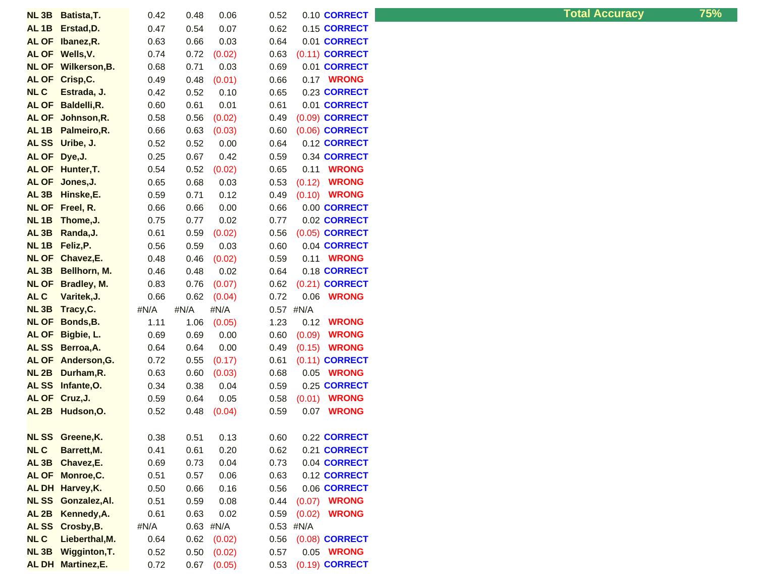**Total Accuracy** **75%**

| Pos | Player | | | | | | Result |
|---|---|---|---|---|---|---|---|
| NL 3B | Batista,T. | 0.42 | 0.48 | 0.06 | 0.52 | 0.10 | CORRECT |
| AL 1B | Erstad,D. | 0.47 | 0.54 | 0.07 | 0.62 | 0.15 | CORRECT |
| AL OF | Ibanez,R. | 0.63 | 0.66 | 0.03 | 0.64 | 0.01 | CORRECT |
| AL OF | Wells,V. | 0.74 | 0.72 | (0.02) | 0.63 | (0.11) | CORRECT |
| NL OF | Wilkerson,B. | 0.68 | 0.71 | 0.03 | 0.69 | 0.01 | CORRECT |
| AL OF | Crisp,C. | 0.49 | 0.48 | (0.01) | 0.66 | 0.17 | WRONG |
| NL C | Estrada, J. | 0.42 | 0.52 | 0.10 | 0.65 | 0.23 | CORRECT |
| AL OF | Baldelli,R. | 0.60 | 0.61 | 0.01 | 0.61 | 0.01 | CORRECT |
| AL OF | Johnson,R. | 0.58 | 0.56 | (0.02) | 0.49 | (0.09) | CORRECT |
| AL 1B | Palmeiro,R. | 0.66 | 0.63 | (0.03) | 0.60 | (0.06) | CORRECT |
| AL SS | Uribe, J. | 0.52 | 0.52 | 0.00 | 0.64 | 0.12 | CORRECT |
| AL OF | Dye,J. | 0.25 | 0.67 | 0.42 | 0.59 | 0.34 | CORRECT |
| AL OF | Hunter,T. | 0.54 | 0.52 | (0.02) | 0.65 | 0.11 | WRONG |
| AL OF | Jones,J. | 0.65 | 0.68 | 0.03 | 0.53 | (0.12) | WRONG |
| AL 3B | Hinske,E. | 0.59 | 0.71 | 0.12 | 0.49 | (0.10) | WRONG |
| NL OF | Freel, R. | 0.66 | 0.66 | 0.00 | 0.66 | 0.00 | CORRECT |
| NL 1B | Thome,J. | 0.75 | 0.77 | 0.02 | 0.77 | 0.02 | CORRECT |
| AL 3B | Randa,J. | 0.61 | 0.59 | (0.02) | 0.56 | (0.05) | CORRECT |
| NL 1B | Feliz,P. | 0.56 | 0.59 | 0.03 | 0.60 | 0.04 | CORRECT |
| NL OF | Chavez,E. | 0.48 | 0.46 | (0.02) | 0.59 | 0.11 | WRONG |
| AL 3B | Bellhorn, M. | 0.46 | 0.48 | 0.02 | 0.64 | 0.18 | CORRECT |
| NL OF | Bradley, M. | 0.83 | 0.76 | (0.07) | 0.62 | (0.21) | CORRECT |
| AL C | Varitek,J. | 0.66 | 0.62 | (0.04) | 0.72 | 0.06 | WRONG |
| NL 3B | Tracy,C. | #N/A | #N/A | #N/A | 0.57 | #N/A | |
| NL OF | Bonds,B. | 1.11 | 1.06 | (0.05) | 1.23 | 0.12 | WRONG |
| AL OF | Bigbie, L. | 0.69 | 0.69 | 0.00 | 0.60 | (0.09) | WRONG |
| AL SS | Berroa,A. | 0.64 | 0.64 | 0.00 | 0.49 | (0.15) | WRONG |
| AL OF | Anderson,G. | 0.72 | 0.55 | (0.17) | 0.61 | (0.11) | CORRECT |
| NL 2B | Durham,R. | 0.63 | 0.60 | (0.03) | 0.68 | 0.05 | WRONG |
| AL SS | Infante,O. | 0.34 | 0.38 | 0.04 | 0.59 | 0.25 | CORRECT |
| AL OF | Cruz,J. | 0.59 | 0.64 | 0.05 | 0.58 | (0.01) | WRONG |
| AL 2B | Hudson,O. | 0.52 | 0.48 | (0.04) | 0.59 | 0.07 | WRONG |
| | | | | | | | |
| NL SS | Greene,K. | 0.38 | 0.51 | 0.13 | 0.60 | 0.22 | CORRECT |
| NL C | Barrett,M. | 0.41 | 0.61 | 0.20 | 0.62 | 0.21 | CORRECT |
| AL 3B | Chavez,E. | 0.69 | 0.73 | 0.04 | 0.73 | 0.04 | CORRECT |
| AL OF | Monroe,C. | 0.51 | 0.57 | 0.06 | 0.63 | 0.12 | CORRECT |
| AL DH | Harvey,K. | 0.50 | 0.66 | 0.16 | 0.56 | 0.06 | CORRECT |
| NL SS | Gonzalez,Al. | 0.51 | 0.59 | 0.08 | 0.44 | (0.07) | WRONG |
| AL 2B | Kennedy,A. | 0.61 | 0.63 | 0.02 | 0.59 | (0.02) | WRONG |
| AL SS | Crosby,B. | #N/A | 0.63 | #N/A | 0.53 | #N/A | |
| NL C | Lieberthal,M. | 0.64 | 0.62 | (0.02) | 0.56 | (0.08) | CORRECT |
| NL 3B | Wigginton,T. | 0.52 | 0.50 | (0.02) | 0.57 | 0.05 | WRONG |
| AL DH | Martinez,E. | 0.72 | 0.67 | (0.05) | 0.53 | (0.19) | CORRECT |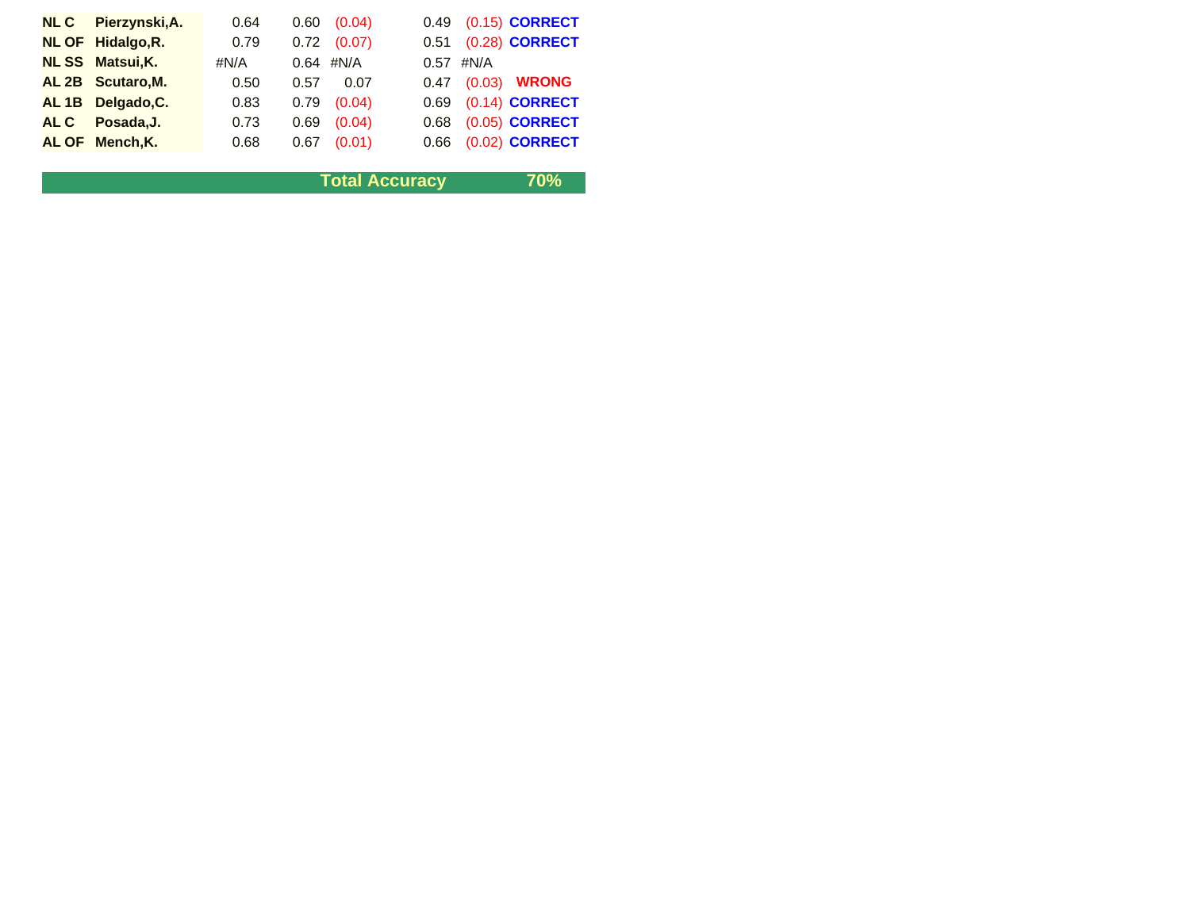| | | | | | | | |
|---|---|---|---|---|---|---|---|
| **NL C** | **Pierzynski,A.** | 0.64 | 0.60 | (0.04) | 0.49 | (0.15) | **CORRECT** |
| **NL OF** | **Hidalgo,R.** | 0.79 | 0.72 | (0.07) | 0.51 | (0.28) | **CORRECT** |
| **NL SS** | **Matsui,K.** | #N/A | 0.64 | #N/A | 0.57 | #N/A | |
| **AL 2B** | **Scutaro,M.** | 0.50 | 0.57 | 0.07 | 0.47 | (0.03) | **WRONG** |
| **AL 1B** | **Delgado,C.** | 0.83 | 0.79 | (0.04) | 0.69 | (0.14) | **CORRECT** |
| **AL C** | **Posada,J.** | 0.73 | 0.69 | (0.04) | 0.68 | (0.05) | **CORRECT** |
| **AL OF** | **Mench,K.** | 0.68 | 0.67 | (0.01) | 0.66 | (0.02) | **CORRECT** |

**Total Accuracy 70%**